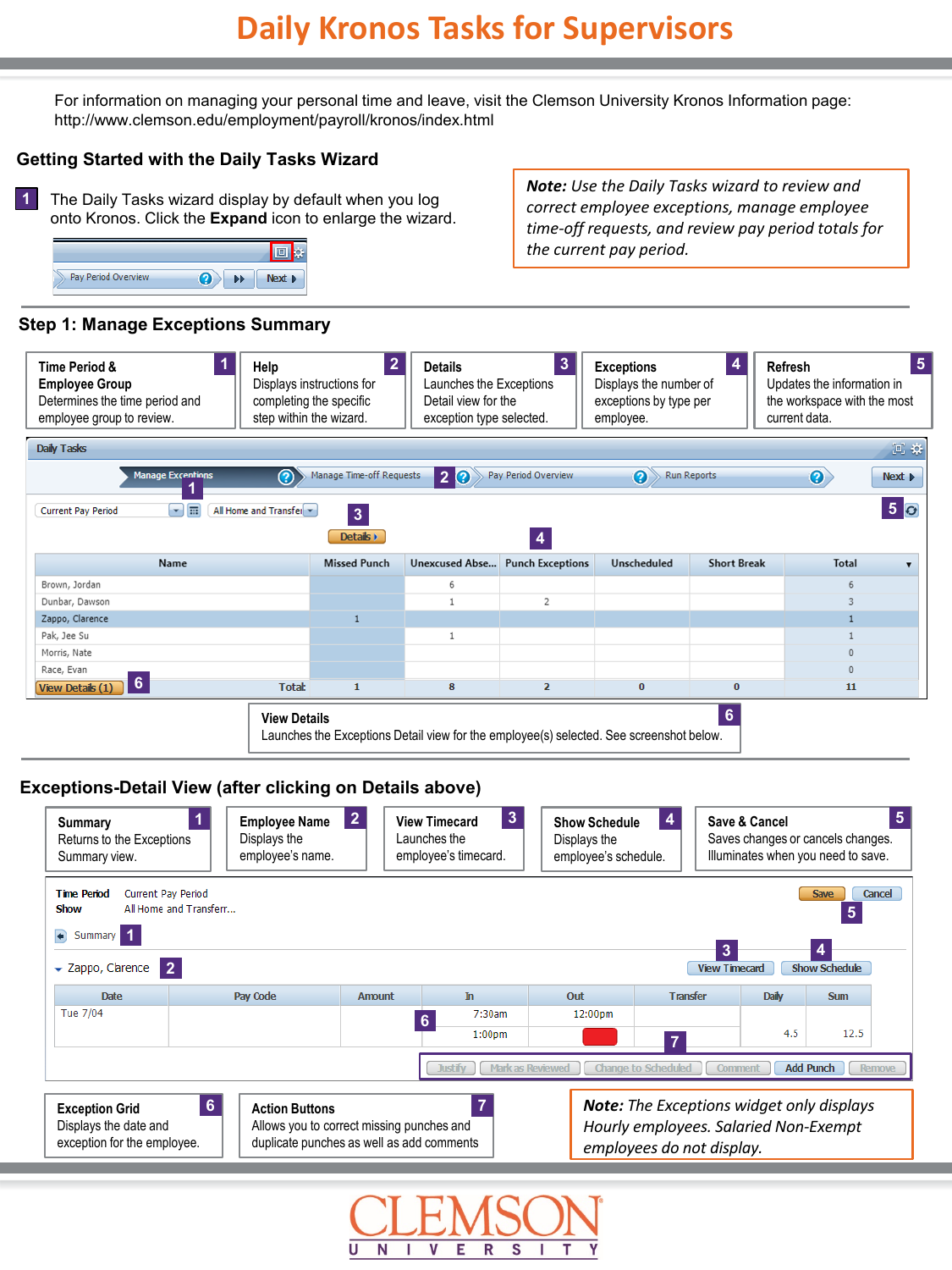# Daily Kronos Tasks for Supervisors

For information on managing your personal time and leave, visit the Clemson University Kronos Information page: http://www.clemson.edu/employment/payroll/kronos/index.html

## Getting Started with the Daily Tasks Wizard

**1** The Daily Tasks wizard display by default when you log onto Kronos. Click the **Expand** icon to enlarge the wizard.

> ***Note:*** *Use the Daily Tasks wizard to review and correct employee exceptions, manage employee time-off requests, and review pay period totals for the current pay period.*

## Step 1: Manage Exceptions Summary

**1 Time Period & Employee Group**
Determines the time period and employee group to review.

**2 Help**
Displays instructions for completing the specific step within the wizard.

**3 Details**
Launches the Exceptions Detail view for the exception type selected.

**4 Exceptions**
Displays the number of exceptions by type per employee.

**5 Refresh**
Updates the information in the workspace with the most current data.

Daily Tasks — Manage Exceptions | Manage Time-off Requests | Pay Period Overview | Run Reports | Next

Current Pay Period | All Home and Transfer | Details

| Name | Missed Punch | Unexcused Abse... | Punch Exceptions | Unscheduled | Short Break | Total |
|---|---|---|---|---|---|---|
| Brown, Jordan | | 6 | | | | 6 |
| Dunbar, Dawson | | 1 | 2 | | | 3 |
| Zappo, Clarence | 1 | | | | | 1 |
| Pak, Jee Su | | 1 | | | | 1 |
| Morris, Nate | | | | | | 0 |
| Race, Evan | | | | | | 0 |
| View Details (1) Total: | 1 | 8 | 2 | 0 | 0 | 11 |

**6 View Details**
Launches the Exceptions Detail view for the employee(s) selected. See screenshot below.

## Exceptions-Detail View (after clicking on Details above)

**1 Summary**
Returns to the Exceptions Summary view.

**2 Employee Name**
Displays the employee's name.

**3 View Timecard**
Launches the employee's timecard.

**4 Show Schedule**
Displays the employee's schedule.

**5 Save & Cancel**
Saves changes or cancels changes. Illuminates when you need to save.

Time Period: Current Pay Period
Show: All Home and Transferr...

Summary

Zappo, Clarence — View Timecard | Show Schedule — Save | Cancel

| Date | Pay Code | Amount | In | Out | Transfer | Daily | Sum |
|---|---|---|---|---|---|---|---|
| Tue 7/04 | | | 7:30am | 12:00pm | | | |
| | | | 1:00pm | | | 4.5 | 12.5 |

Justify | Mark as Reviewed | Change to Scheduled | Comment | Add Punch | Remove

**6 Exception Grid**
Displays the date and exception for the employee.

**7 Action Buttons**
Allows you to correct missing punches and duplicate punches as well as add comments

> ***Note:*** *The Exceptions widget only displays Hourly employees. Salaried Non-Exempt employees do not display.*

CLEMSON UNIVERSITY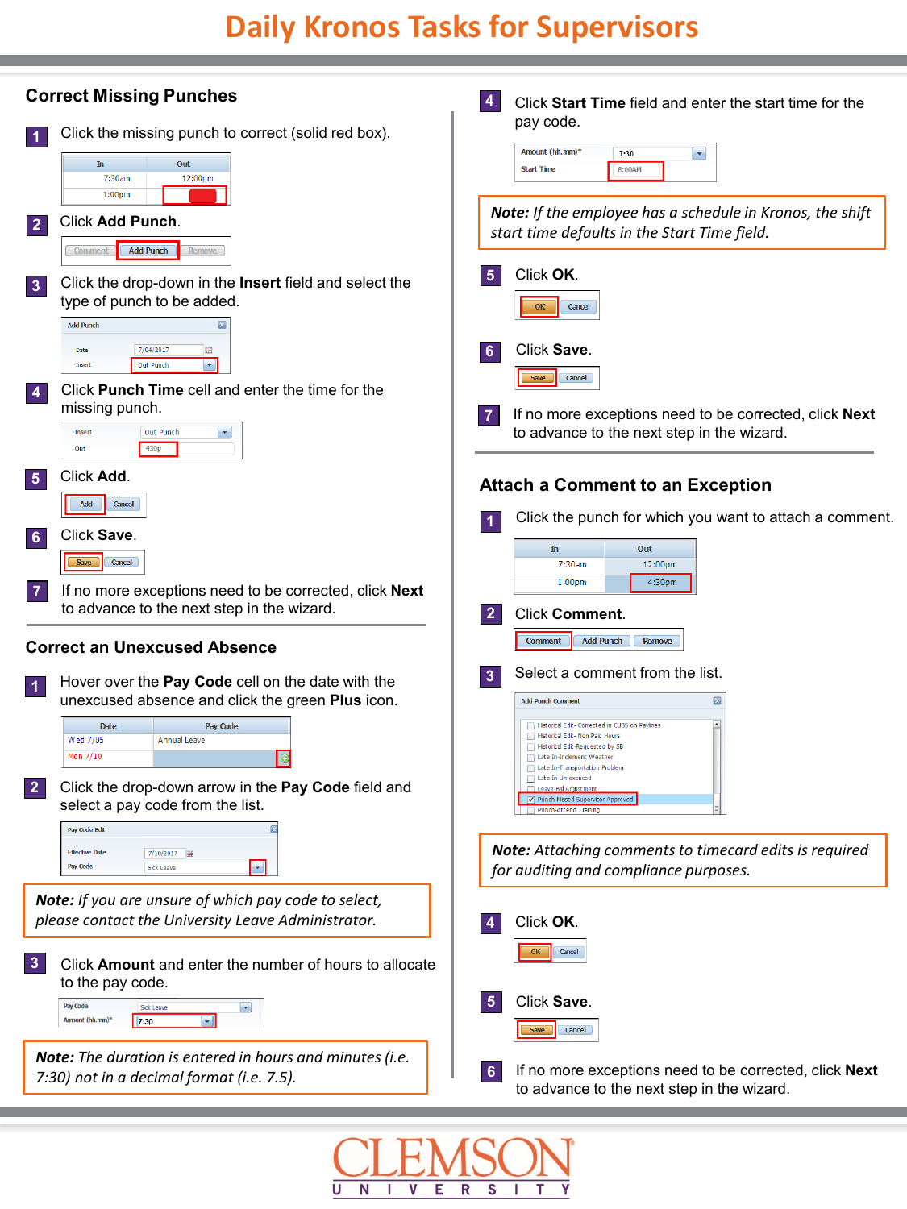# Daily Kronos Tasks for Supervisors

## Correct Missing Punches

1. Click the missing punch to correct (solid red box).
2. Click **Add Punch**.
3. Click the drop-down in the **Insert** field and select the type of punch to be added.
4. Click **Punch Time** cell and enter the time for the missing punch.
5. Click **Add**.
6. Click **Save**.
7. If no more exceptions need to be corrected, click **Next** to advance to the next step in the wizard.

## Correct an Unexcused Absence

1. Hover over the **Pay Code** cell on the date with the unexcused absence and click the green **Plus** icon.
2. Click the drop-down arrow in the **Pay Code** field and select a pay code from the list.

> ***Note:** If you are unsure of which pay code to select, please contact the University Leave Administrator.*

3. Click **Amount** and enter the number of hours to allocate to the pay code.

> ***Note:** The duration is entered in hours and minutes (i.e. 7:30) not in a decimal format (i.e. 7.5).*

4. Click **Start Time** field and enter the start time for the pay code.

> ***Note:** If the employee has a schedule in Kronos, the shift start time defaults in the Start Time field.*

5. Click **OK**.
6. Click **Save**.
7. If no more exceptions need to be corrected, click **Next** to advance to the next step in the wizard.

## Attach a Comment to an Exception

1. Click the punch for which you want to attach a comment.
2. Click **Comment**.
3. Select a comment from the list.

> ***Note:** Attaching comments to timecard edits is required for auditing and compliance purposes.*

4. Click **OK**.
5. Click **Save**.
6. If no more exceptions need to be corrected, click **Next** to advance to the next step in the wizard.

CLEMSON UNIVERSITY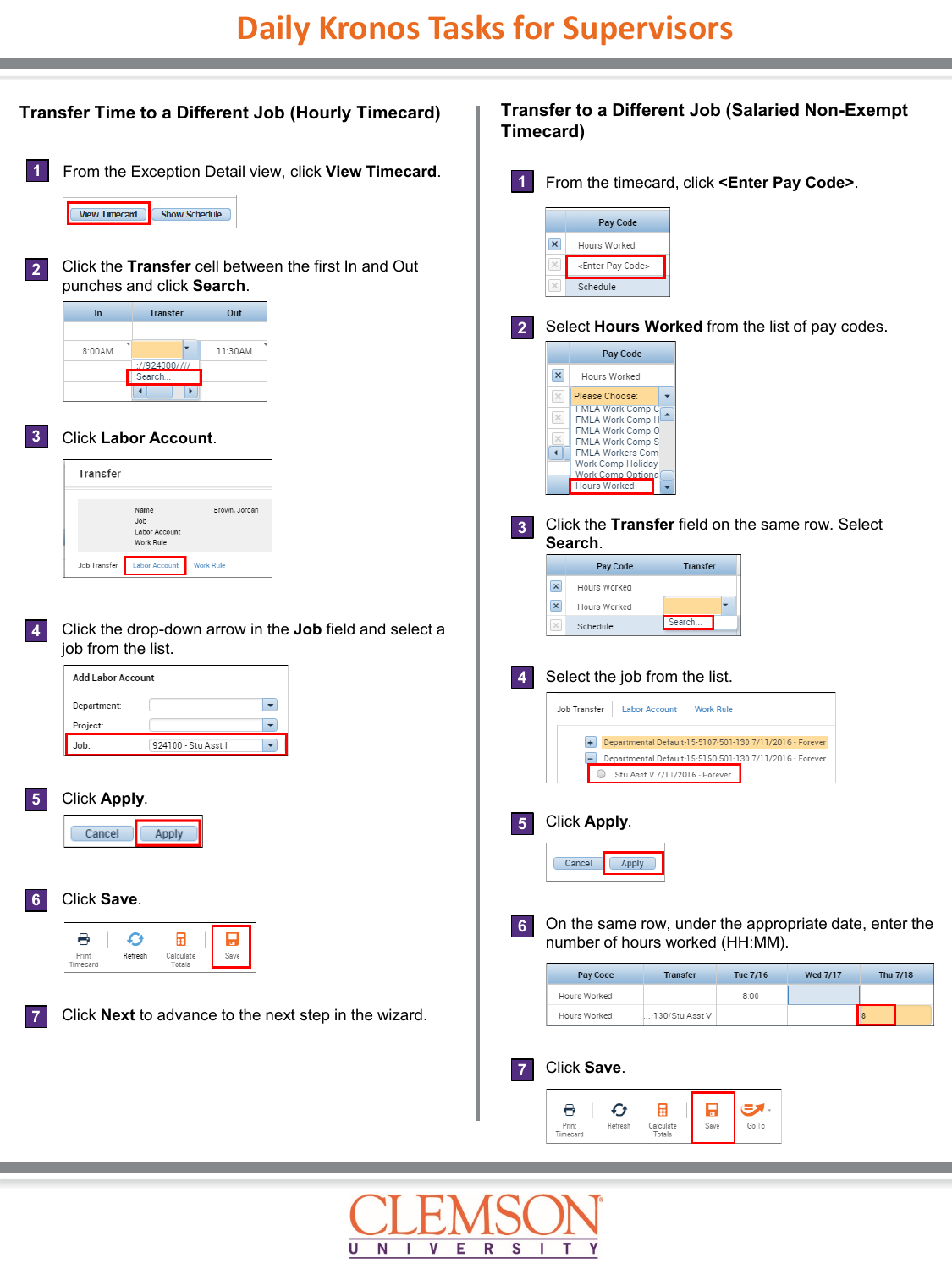# Daily Kronos Tasks for Supervisors

## Transfer Time to a Different Job (Hourly Timecard)

1. From the Exception Detail view, click **View Timecard**.

2. Click the **Transfer** cell between the first In and Out punches and click **Search**.

3. Click **Labor Account**.

4. Click the drop-down arrow in the **Job** field and select a job from the list.

5. Click **Apply**.

6. Click **Save**.

7. Click **Next** to advance to the next step in the wizard.

## Transfer to a Different Job (Salaried Non-Exempt Timecard)

1. From the timecard, click **<Enter Pay Code>**.

2. Select **Hours Worked** from the list of pay codes.

3. Click the **Transfer** field on the same row. Select **Search**.

4. Select the job from the list.

5. Click **Apply**.

6. On the same row, under the appropriate date, enter the number of hours worked (HH:MM).

7. Click **Save**.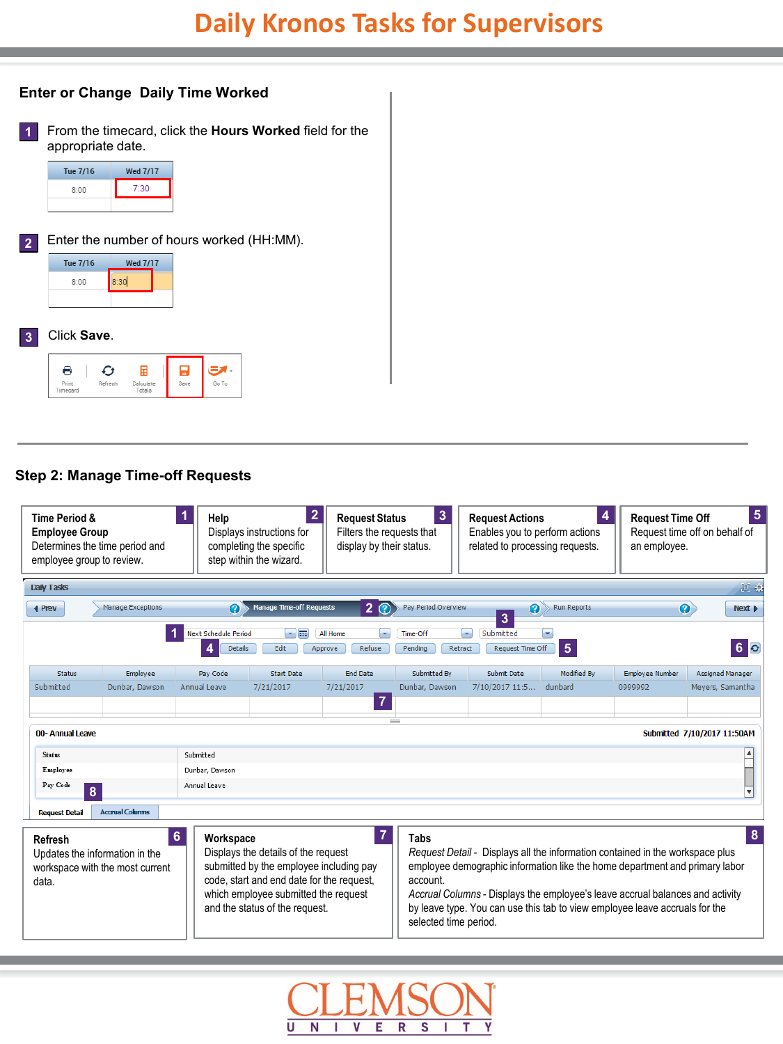# Daily Kronos Tasks for Supervisors

## Enter or Change Daily Time Worked

**1** From the timecard, click the **Hours Worked** field for the appropriate date.

| Tue 7/16 | Wed 7/17 |
|---|---|
| 8:00 | 7:30 |

**2** Enter the number of hours worked (HH:MM).

| Tue 7/16 | Wed 7/17 |
|---|---|
| 8:00 | 8:30 |

**3** Click **Save**.

Print Timecard | Refresh | Calculate Totals | Save | Go To

## Step 2: Manage Time-off Requests

**1 Time Period & Employee Group**
Determines the time period and employee group to review.

**2 Help**
Displays instructions for completing the specific step within the wizard.

**3 Request Status**
Filters the requests that display by their status.

**4 Request Actions**
Enables you to perform actions related to processing requests.

**5 Request Time Off**
Request time off on behalf of an employee.

Daily Tasks

Prev | Manage Exceptions | Manage Time-off Requests | Pay Period Overview | Run Reports | Next

Next Schedule Period | All Home | Time-Off | Submitted

Details | Edit | Approve | Refuse | Pending | Retract | Request Time Off

| Status | Employee | Pay Code | Start Date | End Date | Submitted By | Submit Date | Modified By | Employee Number | Assigned Manager |
|---|---|---|---|---|---|---|---|---|---|
| Submitted | Dunbar, Dawson | Annual Leave | 7/21/2017 | 7/21/2017 | Dunbar, Dawson | 7/10/2017 11:5... | dunbard | 0999992 | Meyers, Samantha |

00- Annual Leave — Submitted 7/10/2017 11:50AM

| | |
|---|---|
| Status | Submitted |
| Employee | Dunbar, Dawson |
| Pay Code | Annual Leave |

Request Detail | Accrual Columns

**6 Refresh**
Updates the information in the workspace with the most current data.

**7 Workspace**
Displays the details of the request submitted by the employee including pay code, start and end date for the request, which employee submitted the request and the status of the request.

**8 Tabs**
*Request Detail* - Displays all the information contained in the workspace plus employee demographic information like the home department and primary labor account.
*Accrual Columns* - Displays the employee's leave accrual balances and activity by leave type. You can use this tab to view employee leave accruals for the selected time period.

CLEMSON UNIVERSITY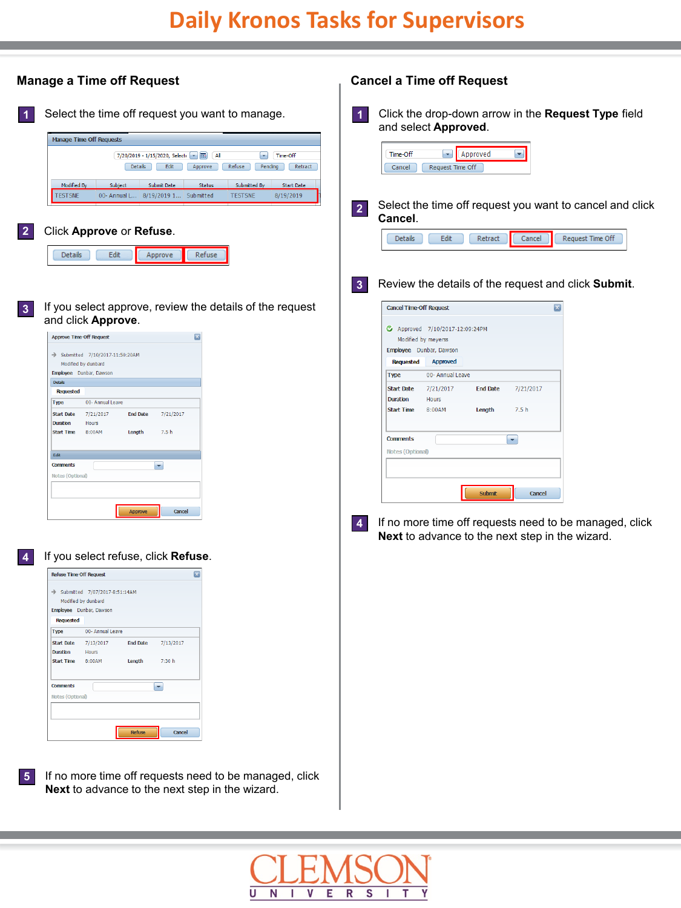# Daily Kronos Tasks for Supervisors

## Manage a Time off Request

1. Select the time off request you want to manage.

2. Click **Approve** or **Refuse**.

3. If you select approve, review the details of the request and click **Approve**.

4. If you select refuse, click **Refuse**.

5. If no more time off requests need to be managed, click **Next** to advance to the next step in the wizard.

## Cancel a Time off Request

1. Click the drop-down arrow in the **Request Type** field and select **Approved**.

2. Select the time off request you want to cancel and click **Cancel**.

3. Review the details of the request and click **Submit**.

4. If no more time off requests need to be managed, click **Next** to advance to the next step in the wizard.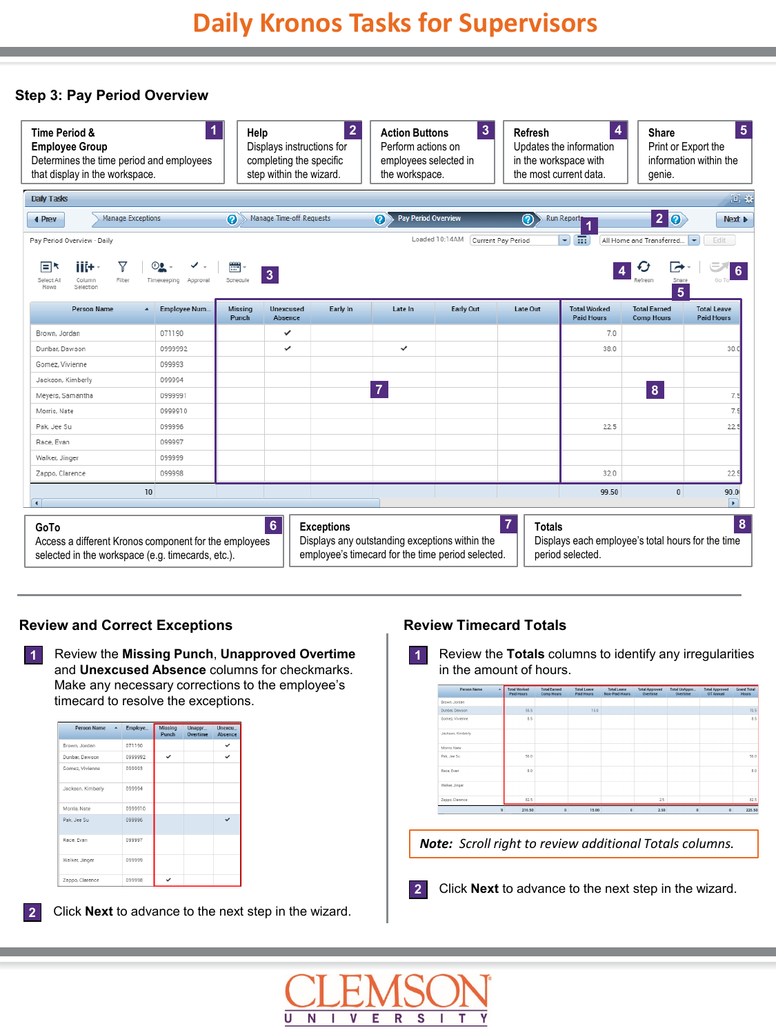# Daily Kronos Tasks for Supervisors

## Step 3: Pay Period Overview

**1 Time Period & Employee Group**
Determines the time period and employees that display in the workspace.

**2 Help**
Displays instructions for completing the specific step within the wizard.

**3 Action Buttons**
Perform actions on employees selected in the workspace.

**4 Refresh**
Updates the information in the workspace with the most current data.

**5 Share**
Print or Export the information within the genie.

| Person Name | Employee Num... | Missing Punch | Unexcused Absence | Early In | Late In | Early Out | Late Out | Total Worked Paid Hours | Total Earned Comp Hours | Total Leave Paid Hours |
|---|---|---|---|---|---|---|---|---|---|---|
| Brown, Jordan | 071190 | | ✔ | | | | | 7.0 | | |
| Dunbar, Dawson | 0999992 | | ✔ | | ✔ | | | 38.0 | | 30.0 |
| Gomez, Vivienne | 099993 | | | | | | | | | |
| Jackson, Kimberly | 099994 | | | | | | | | | |
| Meyers, Samantha | 0999991 | | | | | | | | | 7.5 |
| Morris, Nate | 0999910 | | | | | | | | | 7.5 |
| Pak, Jee Su | 099996 | | | | | | | 22.5 | | 22.5 |
| Race, Evan | 099997 | | | | | | | | | |
| Walker, Jinger | 099999 | | | | | | | | | |
| Zappo, Clarence | 099998 | | | | | | | 32.0 | | 22.5 |
| 10 | | | | | | | | 99.50 | 0 | 90.00 |

**6 GoTo**
Access a different Kronos component for the employees selected in the workspace (e.g. timecards, etc.).

**7 Exceptions**
Displays any outstanding exceptions within the employee's timecard for the time period selected.

**8 Totals**
Displays each employee's total hours for the time period selected.

## Review and Correct Exceptions

1. Review the **Missing Punch**, **Unapproved Overtime** and **Unexcused Absence** columns for checkmarks. Make any necessary corrections to the employee's timecard to resolve the exceptions.

| Person Name | Employe... | Missing Punch | Unappr... Overtime | Unexcu... Absence |
|---|---|---|---|---|
| Brown, Jordan | 071190 | | | ✔ |
| Dunbar, Dawson | 0999992 | ✔ | | ✔ |
| Gomez, Vivienne | 099993 | | | |
| Jackson, Kimberly | 099994 | | | |
| Morris, Nate | 0999910 | | | |
| Pak, Jee Su | 099996 | | | ✔ |
| Race, Evan | 099997 | | | |
| Walker, Jinger | 099999 | | | |
| Zappo, Clarence | 099998 | ✔ | | |

2. Click **Next** to advance to the next step in the wizard.

## Review Timecard Totals

1. Review the **Totals** columns to identify any irregularities in the amount of hours.

| Person Name | Total Worked Paid Hours | Total Earned Comp Hours | Total Leave Paid Hours | Total Leave Non-Paid Hours | Total Approved Overtime | Total UnAppro... Overtime | Total Approved OT Annual | Grand Total Hours |
|---|---|---|---|---|---|---|---|---|
| Brown, Jordan | | | | | | | | |
| Dunbar, Dawson | 55.5 | | 15.0 | | | | | 70.5 |
| Gomez, Vivienne | 8.5 | | | | | | | 8.5 |
| Jackson, Kimberly | | | | | | | | |
| Morris, Nate | | | | | | | | |
| Pak, Jee Su | 56.0 | | | | | | | 56.0 |
| Race, Evan | 8.0 | | | | | | | 8.0 |
| Walker, Jinger | | | | | | | | |
| Zappo, Clarence | 82.5 | | | | 2.5 | | | 82.5 |
| 9 | 210.50 | 0 | 15.00 | 0 | 2.50 | 0 | 0 | 225.50 |

***Note:*** *Scroll right to review additional Totals columns.*

2. Click **Next** to advance to the next step in the wizard.

CLEMSON UNIVERSITY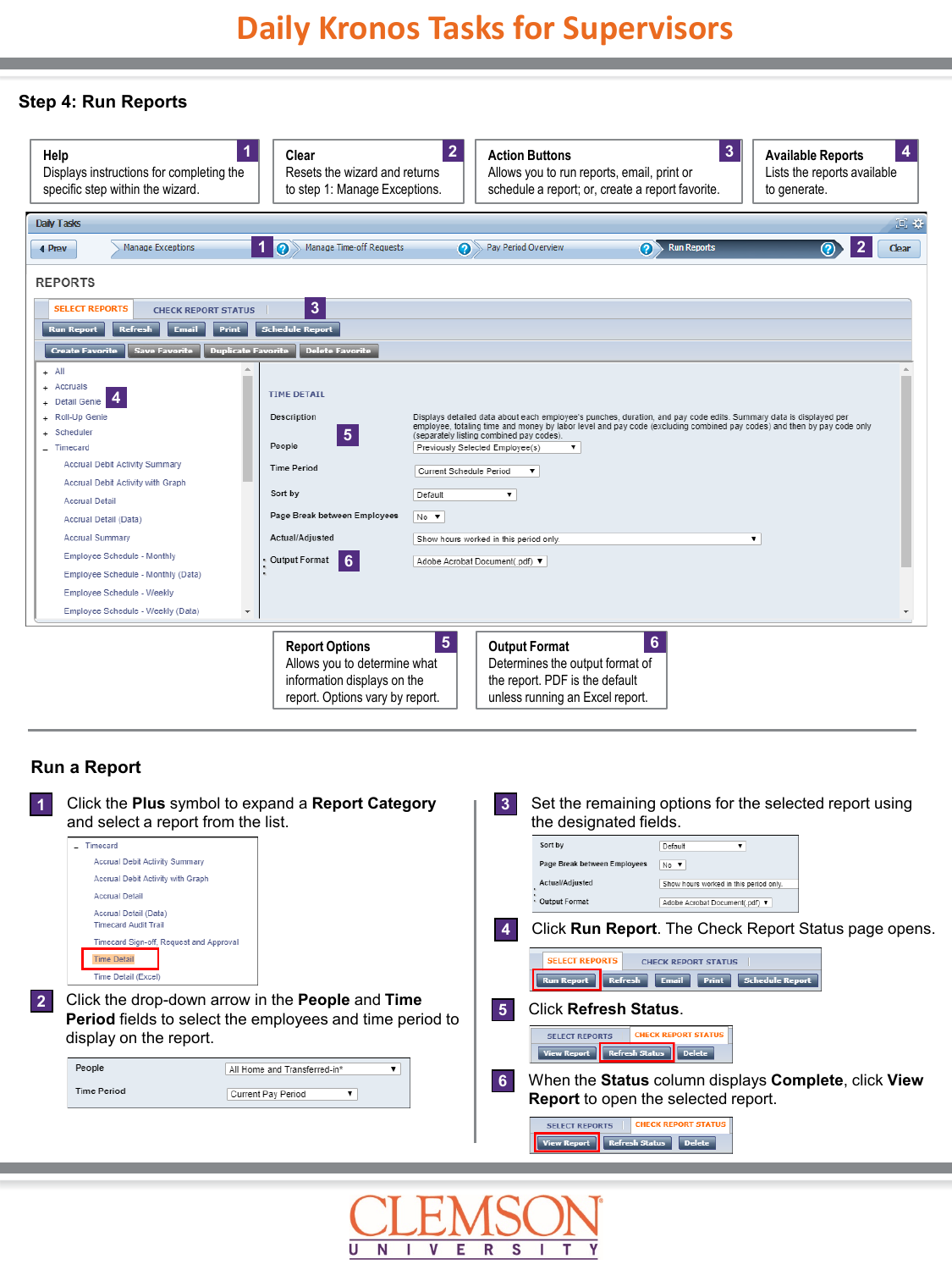# Daily Kronos Tasks for Supervisors

## Step 4: Run Reports

**Help** (1)
Displays instructions for completing the specific step within the wizard.

**Clear** (2)
Resets the wizard and returns to step 1: Manage Exceptions.

**Action Buttons** (3)
Allows you to run reports, email, print or schedule a report; or, create a report favorite.

**Available Reports** (4)
Lists the reports available to generate.

Daily Tasks

Prev | Manage Exceptions | Manage Time-off Requests | Pay Period Overview | Run Reports | Clear

REPORTS

SELECT REPORTS | CHECK REPORT STATUS

Run Report | Refresh | Email | Print | Schedule Report

Create Favorite | Save Favorite | Duplicate Favorite | Delete Favorite

- All
- Accruals
- Detail Genie
- Roll-Up Genie
- Scheduler
- Timecard
  - Accrual Debit Activity Summary
  - Accrual Debit Activity with Graph
  - Accrual Detail
  - Accrual Detail (Data)
  - Accrual Summary
  - Employee Schedule - Monthly
  - Employee Schedule - Monthly (Data)
  - Employee Schedule - Weekly
  - Employee Schedule - Weekly (Data)

TIME DETAIL

| | |
|---|---|
| Description | Displays detailed data about each employee's punches, duration, and pay code edits. Summary data is displayed per employee, totaling time and money by labor level and pay code (excluding combined pay codes) and then by pay code only (separately listing combined pay codes). |
| People | Previously Selected Employee(s) |
| Time Period | Current Schedule Period |
| Sort by | Default |
| Page Break between Employees | No |
| Actual/Adjusted | Show hours worked in this period only. |
| Output Format | Adobe Acrobat Document(.pdf) |

**Report Options** (5)
Allows you to determine what information displays on the report. Options vary by report.

**Output Format** (6)
Determines the output format of the report. PDF is the default unless running an Excel report.

## Run a Report

1. Click the **Plus** symbol to expand a **Report Category** and select a report from the list.

   - Timecard
     - Accrual Debit Activity Summary
     - Accrual Debit Activity with Graph
     - Accrual Detail
     - Accrual Detail (Data)
     - Timecard Audit Trail
     - Timecard Sign-off, Request and Approval
     - Time Detail
     - Time Detail (Excel)

2. Click the drop-down arrow in the **People** and **Time Period** fields to select the employees and time period to display on the report.

   | | |
   |---|---|
   | People | All Home and Transferred-in* |
   | Time Period | Current Pay Period |

3. Set the remaining options for the selected report using the designated fields.

   | | |
   |---|---|
   | Sort by | Default |
   | Page Break between Employees | No |
   | Actual/Adjusted | Show hours worked in this period only. |
   | Output Format | Adobe Acrobat Document(.pdf) |

4. Click **Run Report**. The Check Report Status page opens.

   SELECT REPORTS | CHECK REPORT STATUS
   Run Report | Refresh | Email | Print | Schedule Report

5. Click **Refresh Status**.

   SELECT REPORTS | CHECK REPORT STATUS
   View Report | Refresh Status | Delete

6. When the **Status** column displays **Complete**, click **View Report** to open the selected report.

   SELECT REPORTS | CHECK REPORT STATUS
   View Report | Refresh Status | Delete

CLEMSON UNIVERSITY